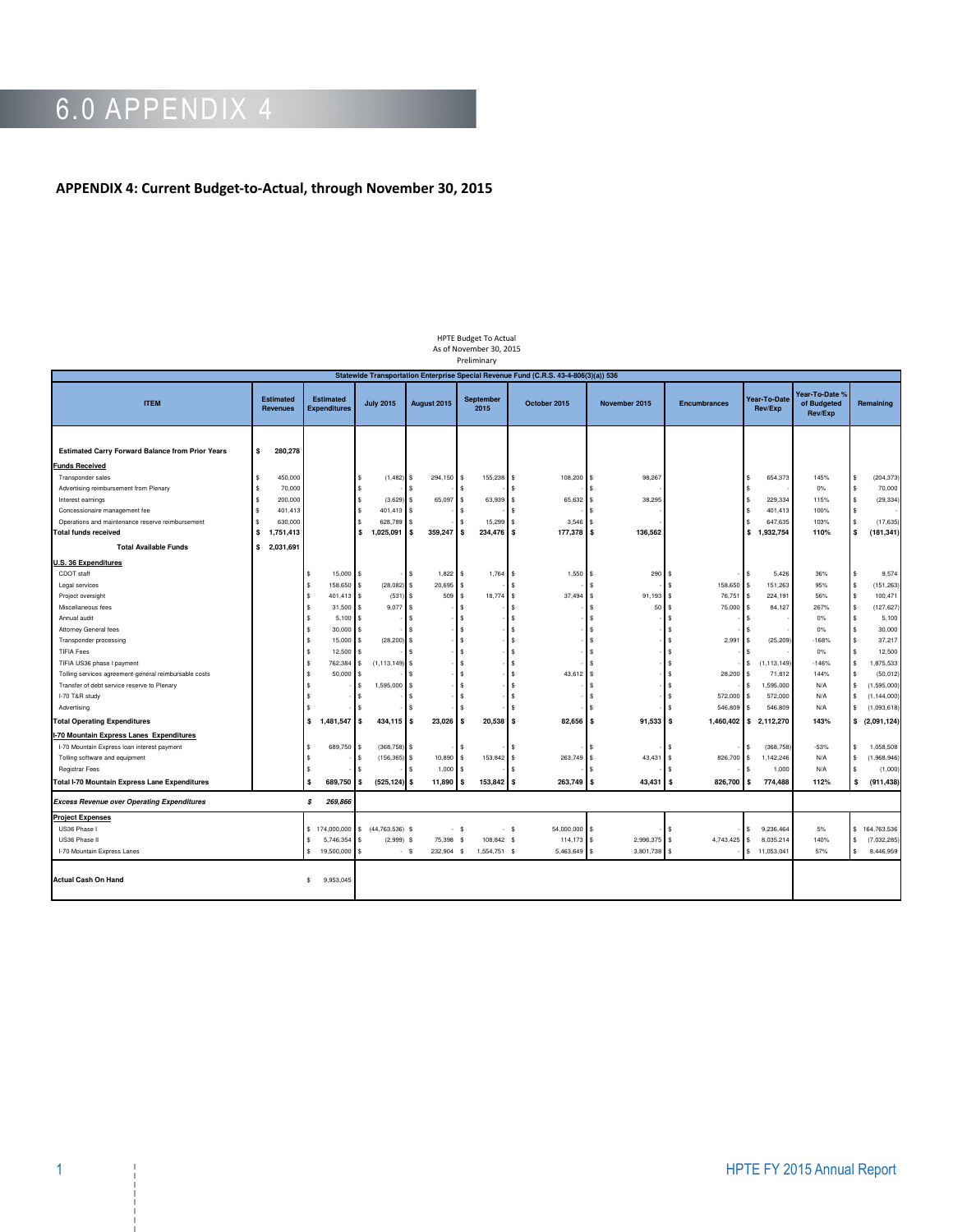# 6.0 APPENDIX 4

## APPENDIX 4: Current Budget-to-Actual, through November 30, 2015

HPTE Budget To Actual
As of November 30, 2015
Preliminary

| Statewide Transportation Enterprise Special Revenue Fund (C.R.S. 43-4-806(3)(a)) 536 | | | | | | | | | | | | |
|---|---|---|---|---|---|---|---|---|---|---|---|---|
| ITEM | Estimated Revenues | Estimated Expenditures | July 2015 | August 2015 | September 2015 | October 2015 | November 2015 | Encumbrances | Year-To-Date Rev/Exp | Year-To-Date % of Budgeted Rev/Exp | Remaining |
| **Estimated Carry Forward Balance from Prior Years** | **$ 280,278** | | | | | | | | | | |
| **Funds Received** | | | | | | | | | | | |
| Transponder sales | $ 450,000 | | $ (1,482) | $ 294,150 | $ 155,238 | $ 108,200 | $ 98,267 | | $ 654,373 | 145% | $ (204,373) |
| Advertising reimbursement from Plenary | $ 70,000 | | $ - | $ - | $ - | $ - | $ - | | $ - | 0% | $ 70,000 |
| Interest earnings | $ 200,000 | | $ (3,629) | $ 65,097 | $ 63,939 | $ 65,632 | $ 38,295 | | $ 229,334 | 115% | $ (29,334) |
| Concessionaire management fee | $ 401,413 | | $ 401,413 | $ - | $ - | $ - | $ - | | $ 401,413 | 100% | $ - |
| Operations and maintenance reserve reimbursement | $ 630,000 | | $ 628,789 | $ - | $ 15,299 | $ 3,546 | $ - | | $ 647,635 | 103% | $ (17,635) |
| **Total funds received** | **$ 1,751,413** | | **$ 1,025,091** | **$ 359,247** | **$ 234,476** | **$ 177,378** | **$ 136,562** | | **$ 1,932,754** | **110%** | **$ (181,341)** |
| **Total Available Funds** | **$ 2,031,691** | | | | | | | | | | |
| **U.S. 36 Expenditures** | | | | | | | | | | | |
| CDOT staff | | $ 15,000 | $ - | $ 1,822 | $ 1,764 | $ 1,550 | $ 290 | $ - | $ 5,426 | 36% | $ 9,574 |
| Legal services | | $ 158,650 | $ (28,082) | $ 20,695 | $ - | $ - | $ - | $ 158,650 | $ 151,263 | 95% | $ (151,263) |
| Project oversight | | $ 401,413 | $ (531) | $ 509 | $ 18,774 | $ 37,494 | $ 91,193 | $ 76,751 | $ 224,191 | 56% | $ 100,471 |
| Miscellaneous fees | | $ 31,500 | $ 9,077 | $ - | $ - | $ - | $ 50 | $ 75,000 | $ 84,127 | 267% | $ (127,627) |
| Annual audit | | $ 5,100 | $ - | $ - | $ - | $ - | $ - | $ - | $ - | 0% | $ 5,100 |
| Attorney General fees | | $ 30,000 | $ - | $ - | $ - | $ - | $ - | $ - | $ - | 0% | $ 30,000 |
| Transponder processing | | $ 15,000 | $ (28,200) | $ - | $ - | $ - | $ - | $ 2,991 | $ (25,209) | -168% | $ 37,217 |
| TIFIA Fees | | $ 12,500 | $ - | $ - | $ - | $ - | $ - | $ - | $ - | 0% | $ 12,500 |
| TIFIA US36 phase I payment | | $ 762,384 | $ (1,113,149) | $ - | $ - | $ - | $ - | $ - | $ (1,113,149) | -146% | $ 1,875,533 |
| Tolling services agreement-general reimbursable costs | | $ 50,000 | $ - | $ - | $ - | $ 43,612 | $ - | $ 28,200 | $ 71,812 | 144% | $ (50,012) |
| Transfer of debt service reserve to Plenary | | $ - | $ 1,595,000 | $ - | $ - | $ - | $ - | $ - | $ 1,595,000 | N/A | $ (1,595,000) |
| I-70 T&R study | | $ - | $ - | $ - | $ - | $ - | $ - | $ 572,000 | $ 572,000 | N/A | $ (1,144,000) |
| Advertising | | $ - | $ - | $ - | $ - | $ - | $ - | $ 546,809 | $ 546,809 | N/A | $ (1,093,618) |
| **Total Operating Expenditures** | | **$ 1,481,547** | **$ 434,115** | **$ 23,026** | **$ 20,538** | **$ 82,656** | **$ 91,533** | **$ 1,460,402** | **$ 2,112,270** | **143%** | **$ (2,091,124)** |
| **I-70 Mountain Express Lanes Expenditures** | | | | | | | | | | | |
| I-70 Mountain Express loan interest payment | | $ 689,750 | $ (368,758) | $ - | $ - | $ - | $ - | $ - | $ (368,758) | -53% | $ 1,058,508 |
| Tolling software and equipment | | $ - | $ (156,365) | $ 10,890 | $ 153,842 | $ 263,749 | $ 43,431 | $ 826,700 | $ 1,142,246 | N/A | $ (1,968,946) |
| Registrar Fees | | $ - | $ - | $ 1,000 | $ - | $ - | $ - | $ - | $ 1,000 | N/A | $ (1,000) |
| **Total I-70 Mountain Express Lane Expenditures** | | **$ 689,750** | **$ (525,124)** | **$ 11,890** | **$ 153,842** | **$ 263,749** | **$ 43,431** | **$ 826,700** | **$ 774,488** | **112%** | **$ (911,438)** |
| ***Excess Revenue over Operating Expenditures*** | | ***$ 269,866*** | | | | | | | | | |
| **Project Expenses** | | | | | | | | | | | |
| US36 Phase I | | $ 174,000,000 | $ (44,763,536) | $ - | $ - | $ 54,000,000 | $ - | $ - | $ 9,236,464 | 5% | $ 164,763,536 |
| US36 Phase II | | $ 5,746,354 | $ (2,999) | $ 75,398 | $ 108,842 | $ 114,173 | $ 2,996,375 | $ 4,743,425 | $ 8,035,214 | 140% | $ (7,032,285) |
| I-70 Mountain Express Lanes | | $ 19,500,000 | $ - | $ 232,904 | $ 1,554,751 | $ 5,463,649 | $ 3,801,738 | $ - | $ 11,053,041 | 57% | $ 8,446,959 |
| **Actual Cash On Hand** | | $ 9,953,045 | | | | | | | | | |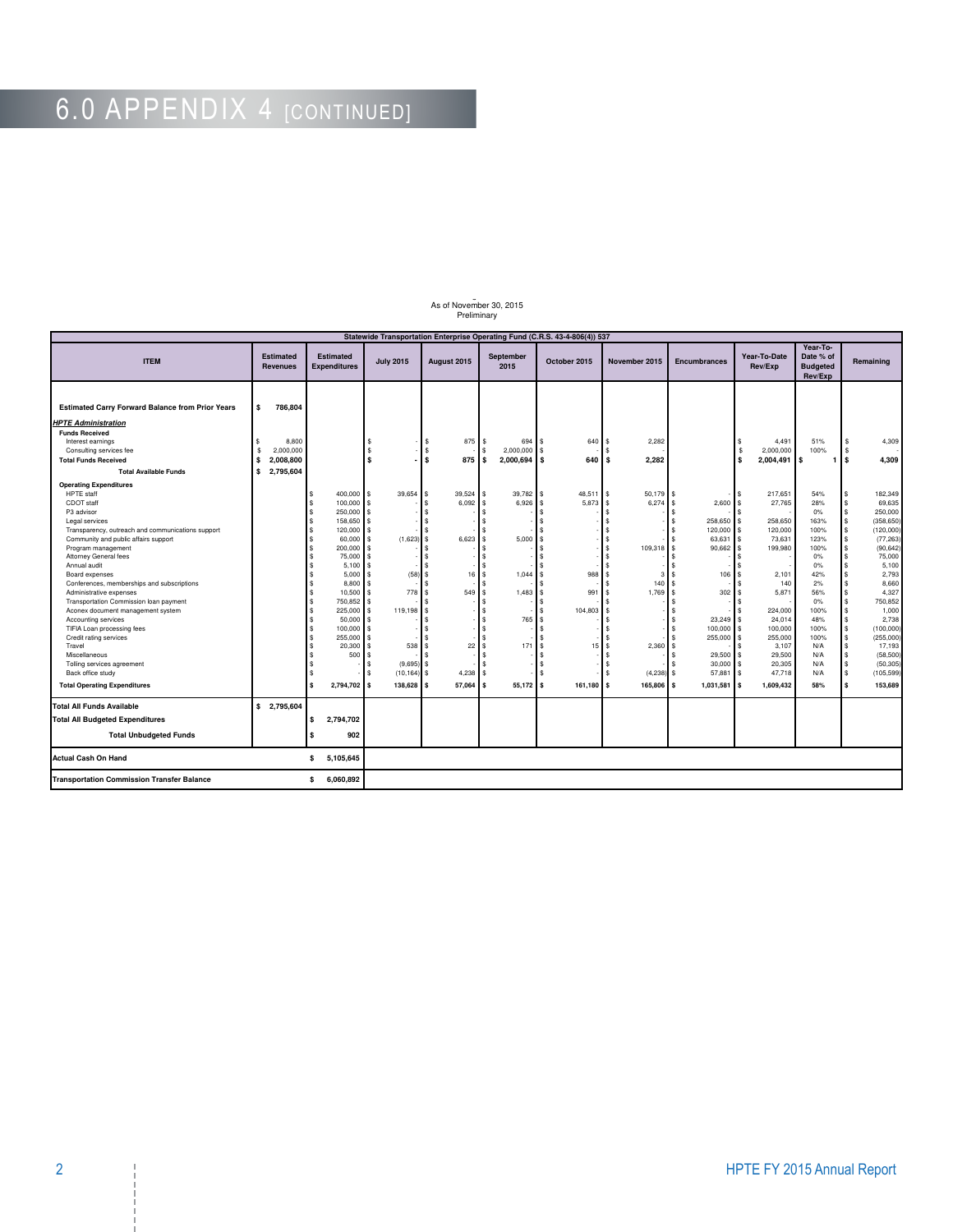# 6.0 APPENDIX 4 [CONTINUED]

As of November 30, 2015
Preliminary

| Statewide Transportation Enterprise Operating Fund (C.R.S. 43-4-806(4)) 537 | | | | | | | | | | | |
|---|---|---|---|---|---|---|---|---|---|---|---|
| **ITEM** | **Estimated Revenues** | **Estimated Expenditures** | **July 2015** | **August 2015** | **September 2015** | **October 2015** | **November 2015** | **Encumbrances** | **Year-To-Date Rev/Exp** | **Year-To-Date % of Budgeted Rev/Exp** | **Remaining** |
| **Estimated Carry Forward Balance from Prior Years** | **$ 786,804** | | | | | | | | | | |
| ***HPTE Administration*** | | | | | | | | | | | |
| **Funds Received** | | | | | | | | | | | |
| Interest earnings | $ 8,800 | | $ - | $ 875 | $ 694 | $ 640 | $ 2,282 | | $ 4,491 | 51% | $ 4,309 |
| Consulting services fee | $ 2,000,000 | | $ - | $ - | $ 2,000,000 | $ - | $ - | | $ 2,000,000 | 100% | $ - |
| **Total Funds Received** | **$ 2,008,800** | | **$ -** | **$ 875** | **$ 2,000,694** | **$ 640** | **$ 2,282** | | **$ 2,004,491** | **$ 1** | **$ 4,309** |
| **Total Available Funds** | **$ 2,795,604** | | | | | | | | | | |
| **Operating Expenditures** | | | | | | | | | | | |
| HPTE staff | | $ 400,000 | $ 39,654 | $ 39,524 | $ 39,782 | $ 48,511 | $ 50,179 | $ - | $ 217,651 | 54% | $ 182,349 |
| CDOT staff | | $ 100,000 | $ - | $ 6,092 | $ 6,926 | $ 5,873 | $ 6,274 | $ 2,600 | $ 27,765 | 28% | $ 69,635 |
| P3 advisor | | $ 250,000 | $ - | $ - | $ - | $ - | $ - | $ - | $ - | 0% | $ 250,000 |
| Legal services | | $ 158,650 | $ - | $ - | $ - | $ - | $ - | $ 258,650 | $ 258,650 | 163% | $ (358,650) |
| Transparency, outreach and communications support | | $ 120,000 | $ - | $ - | $ - | $ - | $ - | $ 120,000 | $ 120,000 | 100% | $ (120,000) |
| Community and public affairs support | | $ 60,000 | $ (1,623) | $ 6,623 | $ 5,000 | $ - | $ - | $ 63,631 | $ 73,631 | 123% | $ (77,263) |
| Program management | | $ 200,000 | $ - | $ - | $ - | $ - | $ 109,318 | $ 90,662 | $ 199,980 | 100% | $ (90,642) |
| Attorney General fees | | $ 75,000 | $ - | $ - | $ - | $ - | $ - | $ - | $ - | 0% | $ 75,000 |
| Annual audit | | $ 5,100 | $ - | $ - | $ - | $ - | $ - | $ - | $ - | 0% | $ 5,100 |
| Board expenses | | $ 5,000 | $ (58) | $ 16 | $ 1,044 | $ 988 | $ 3 | $ 106 | $ 2,101 | 42% | $ 2,793 |
| Conferences, memberships and subscriptions | | $ 8,800 | $ - | $ - | $ - | $ - | $ 140 | $ - | $ 140 | 2% | $ 8,660 |
| Administrative expenses | | $ 10,500 | $ 778 | $ 549 | $ 1,483 | $ 991 | $ 1,769 | $ 302 | $ 5,871 | 56% | $ 4,327 |
| Transportation Commission loan payment | | $ 750,852 | $ - | $ - | $ - | $ - | $ - | $ - | $ - | 0% | $ 750,852 |
| Aconex document management system | | $ 225,000 | $ 119,198 | $ - | $ - | $ 104,803 | $ - | $ - | $ 224,000 | 100% | $ 1,000 |
| Accounting services | | $ 50,000 | $ - | $ - | $ 765 | $ - | $ - | $ 23,249 | $ 24,014 | 48% | $ 2,738 |
| TIFIA Loan processing fees | | $ 100,000 | $ - | $ - | $ - | $ - | $ - | $ 100,000 | $ 100,000 | 100% | $ (100,000) |
| Credit rating services | | $ 255,000 | $ - | $ - | $ - | $ - | $ - | $ 255,000 | $ 255,000 | 100% | $ (255,000) |
| Travel | | $ 20,300 | $ 538 | $ 22 | $ 171 | $ 15 | $ 2,360 | $ - | $ 3,107 | N/A | $ 17,193 |
| Miscellaneous | | $ 500 | $ - | $ - | $ - | $ - | $ - | $ 29,500 | $ 29,500 | N/A | $ (58,500) |
| Tolling services agreement | | $ - | $ (9,695) | $ - | $ - | $ - | $ - | $ 30,000 | $ 20,305 | N/A | $ (50,305) |
| Back office study | | $ - | $ (10,164) | $ 4,238 | $ - | $ - | $ (4,238) | $ 57,881 | $ 47,718 | N/A | $ (105,599) |
| **Total Operating Expenditures** | | **$ 2,794,702** | **$ 138,628** | **$ 57,064** | **$ 55,172** | **$ 161,180** | **$ 165,806** | **$ 1,031,581** | **$ 1,609,432** | **58%** | **$ 153,689** |
| **Total All Funds Available** | **$ 2,795,604** | | | | | | | | | | |
| **Total All Budgeted Expenditures** | | **$ 2,794,702** | | | | | | | | | |
| **Total Unbudgeted Funds** | | **$ 902** | | | | | | | | | |
| **Actual Cash On Hand** | | **$ 5,105,645** | | | | | | | | | |
| **Transportation Commission Transfer Balance** | | **$ 6,060,892** | | | | | | | | | |